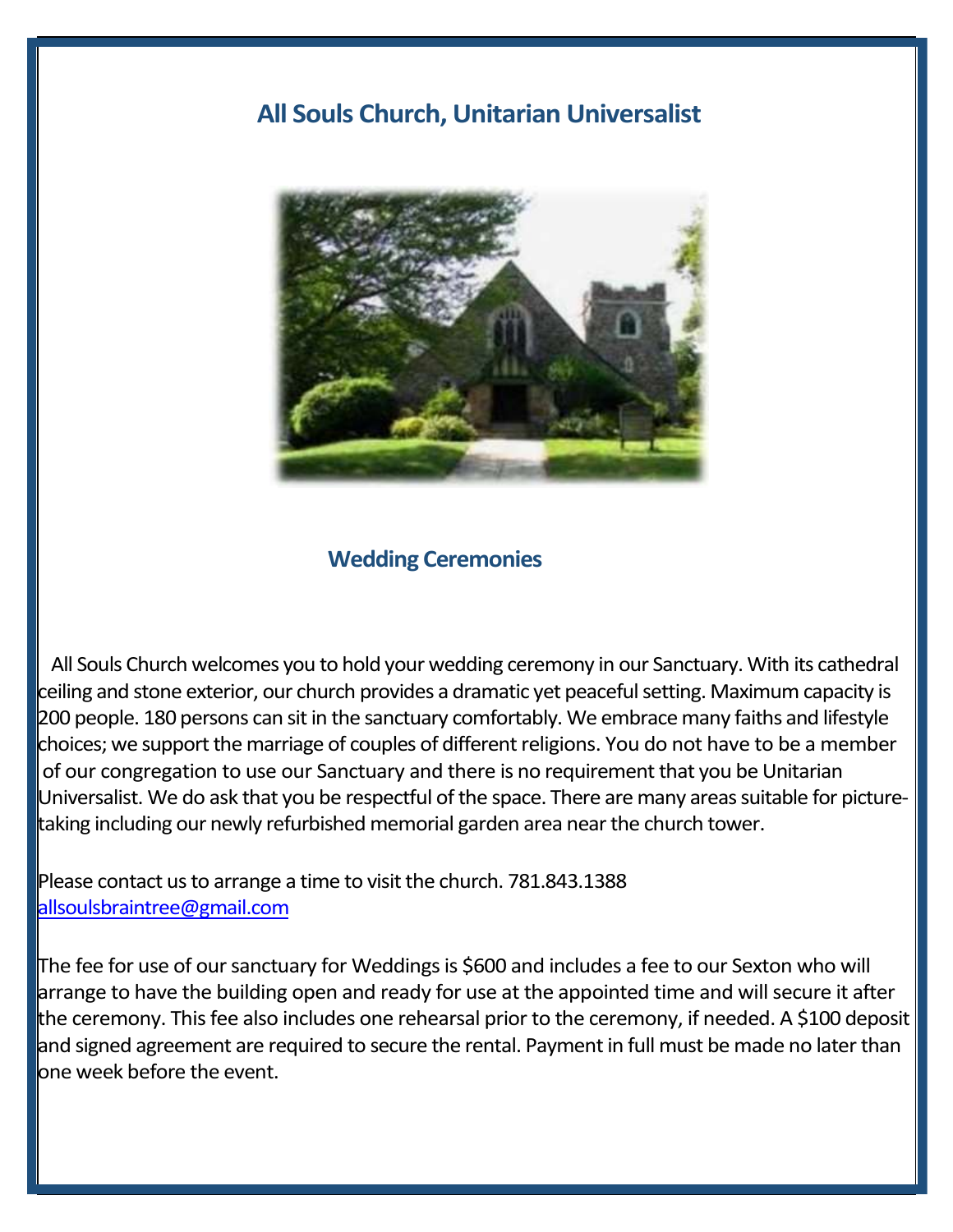# All Souls Church, Unitarian Universalist

## Wedding Ceremonies

All Souls Church welcomes you to hold your wedding ceremony in our Sanctuary. With its cathedral ceiling and stone exterior, our church provides a dramatic yet peaceful setting. Maximum capacity is 200 people. 180 persons can sit in the sanctuary comfortably. We embrace many faiths and lifestyle choices; we support the marriage of couples of different religions. You do not have to be a member of our congregation to use our Sanctuary and there is no requirement that you be Unitarian Universalist. We do ask that you be respectful of the space. There are many areas suitable for picture-taking including our newly refurbished memorial garden area near the church tower.

Please contact us to arrange a time to visit the church. 781.843.1388
allsoulsbraintree@gmail.com

The fee for use of our sanctuary for Weddings is $600 and includes a fee to our Sexton who will arrange to have the building open and ready for use at the appointed time and will secure it after the ceremony. This fee also includes one rehearsal prior to the ceremony, if needed. A $100 deposit and signed agreement are required to secure the rental. Payment in full must be made no later than one week before the event.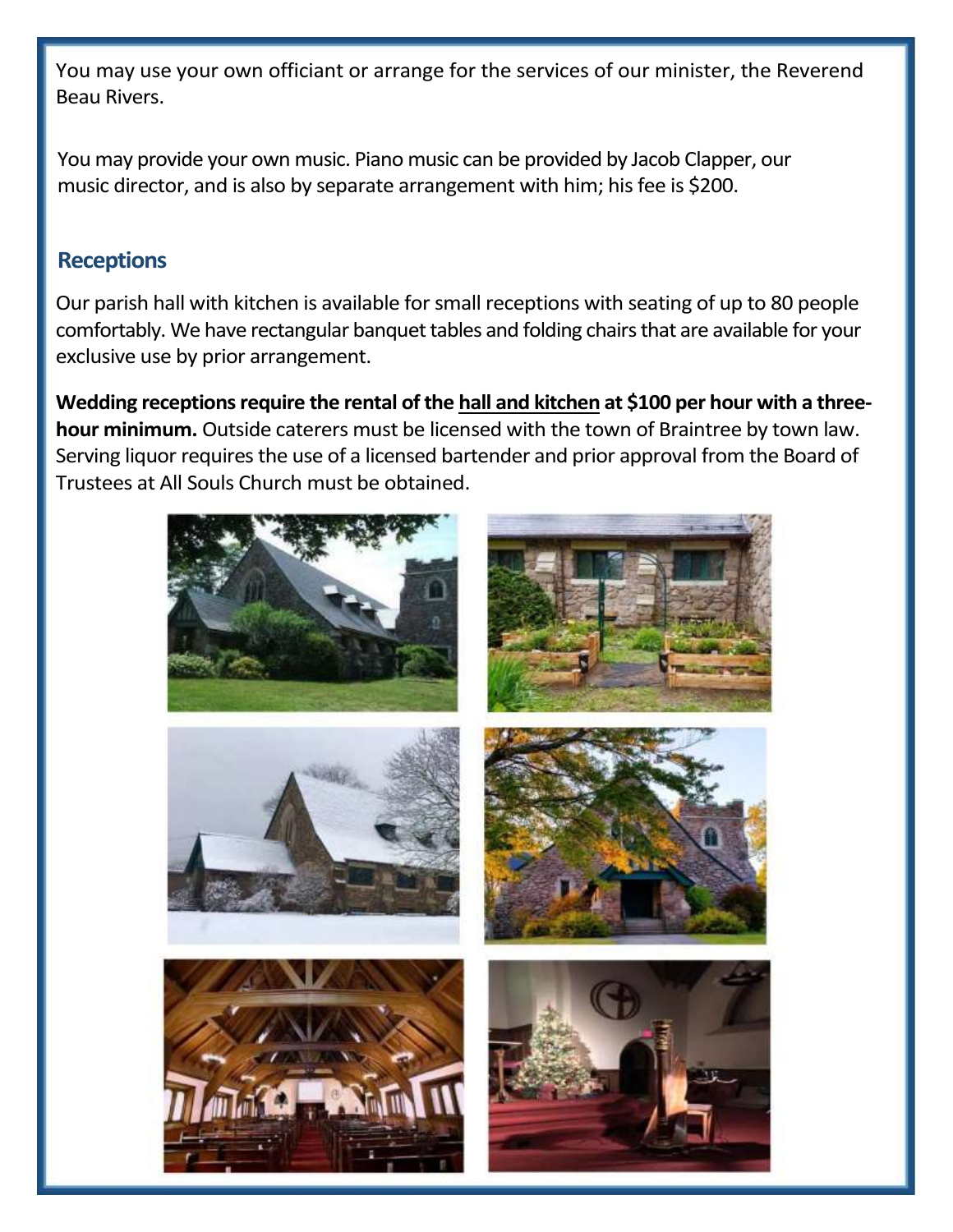You may use your own officiant or arrange for the services of our minister, the Reverend Beau Rivers.

You may provide your own music. Piano music can be provided by Jacob Clapper, our music director, and is also by separate arrangement with him; his fee is $200.

## Receptions

Our parish hall with kitchen is available for small receptions with seating of up to 80 people comfortably. We have rectangular banquet tables and folding chairs that are available for your exclusive use by prior arrangement.

**Wedding receptions require the rental of the hall and kitchen at $100 per hour with a three-hour minimum.** Outside caterers must be licensed with the town of Braintree by town law. Serving liquor requires the use of a licensed bartender and prior approval from the Board of Trustees at All Souls Church must be obtained.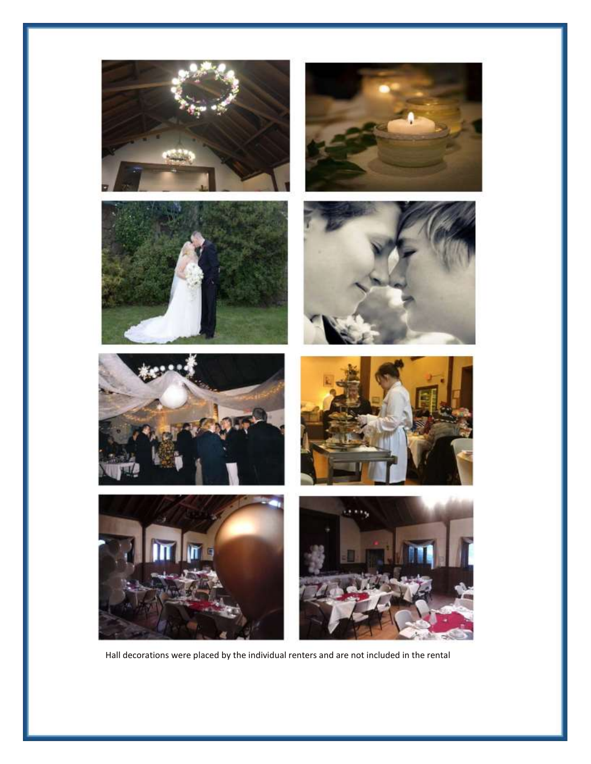Hall decorations were placed by the individual renters and are not included in the rental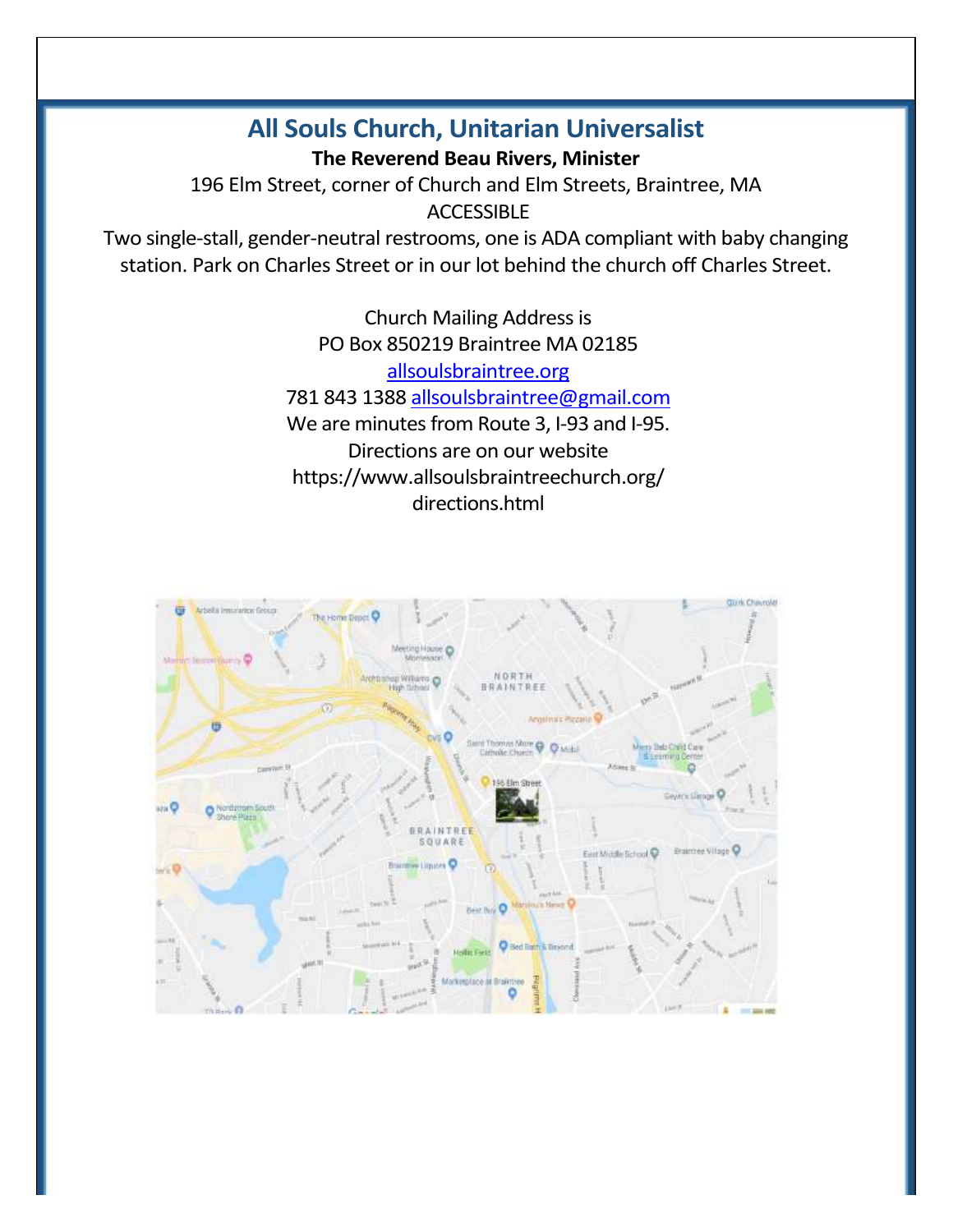## All Souls Church, Unitarian Universalist

**The Reverend Beau Rivers, Minister**

196 Elm Street, corner of Church and Elm Streets, Braintree, MA

ACCESSIBLE

Two single-stall, gender-neutral restrooms, one is ADA compliant with baby changing station. Park on Charles Street or in our lot behind the church off Charles Street.

Church Mailing Address is
PO Box 850219 Braintree MA 02185
allsoulsbraintree.org
781 843 1388 allsoulsbraintree@gmail.com
We are minutes from Route 3, I-93 and I-95.
Directions are on our website
https://www.allsoulsbraintreechurch.org/directions.html